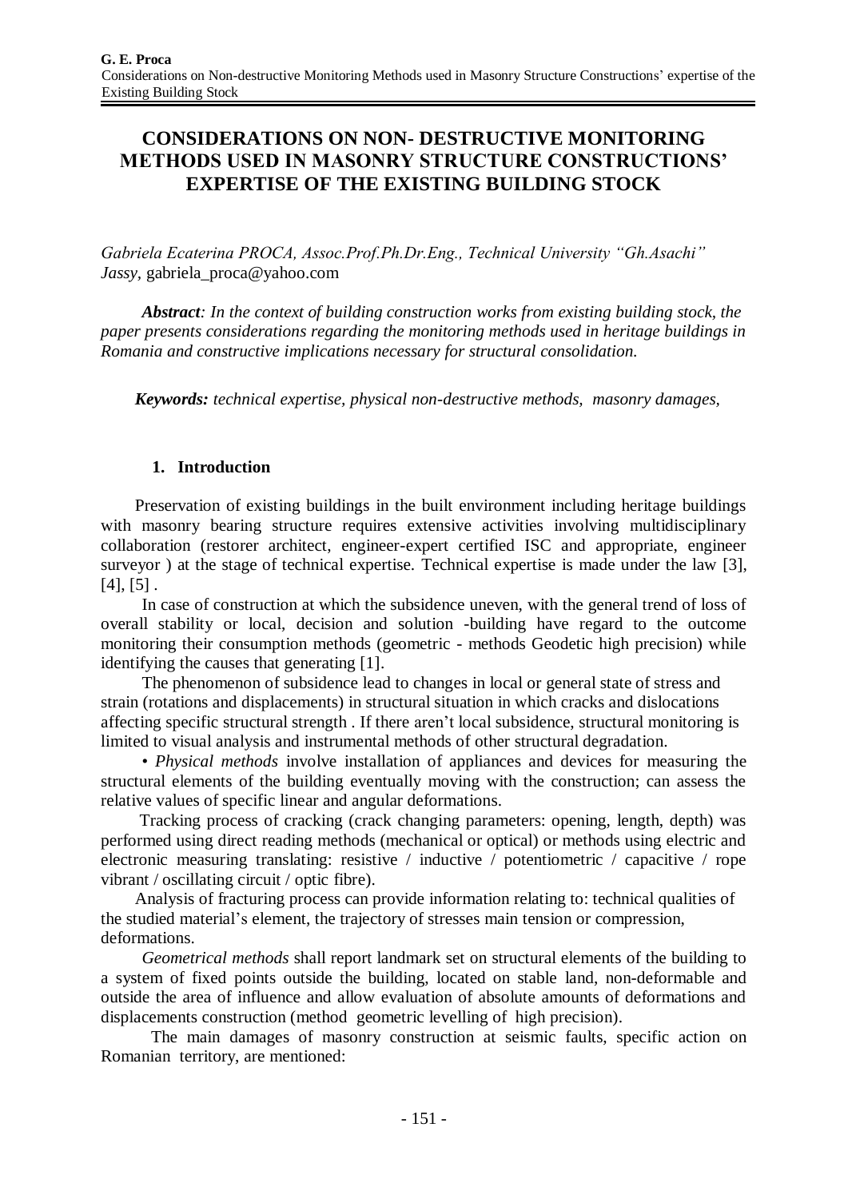# CONSIDERATIONS ON NON- DESTRUCTIVE MONITORING METHODS USED IN MASONRY STRUCTURE CONSTRUCTIONS' EXPERTISE OF THE EXISTING BUILDING STOCK

*Gabriela Ecaterina PROCA, Assoc.Prof.Ph.Dr.Eng., Technical University "Gh.Asachi" Jassy,* gabriela_proca@yahoo.com

***Abstract**: In the context of building construction works from existing building stock, the paper presents considerations regarding the monitoring methods used in heritage buildings in Romania and constructive implications necessary for structural consolidation.*

***Keywords:** technical expertise, physical non-destructive methods, masonry damages,*

## 1. Introduction

Preservation of existing buildings in the built environment including heritage buildings with masonry bearing structure requires extensive activities involving multidisciplinary collaboration (restorer architect, engineer-expert certified ISC and appropriate, engineer surveyor ) at the stage of technical expertise. Technical expertise is made under the law [3], [4], [5] .

In case of construction at which the subsidence uneven, with the general trend of loss of overall stability or local, decision and solution -building have regard to the outcome monitoring their consumption methods (geometric - methods Geodetic high precision) while identifying the causes that generating [1].

The phenomenon of subsidence lead to changes in local or general state of stress and strain (rotations and displacements) in structural situation in which cracks and dislocations affecting specific structural strength . If there aren't local subsidence, structural monitoring is limited to visual analysis and instrumental methods of other structural degradation.

• *Physical methods* involve installation of appliances and devices for measuring the structural elements of the building eventually moving with the construction; can assess the relative values of specific linear and angular deformations.

Tracking process of cracking (crack changing parameters: opening, length, depth) was performed using direct reading methods (mechanical or optical) or methods using electric and electronic measuring translating: resistive / inductive / potentiometric / capacitive / rope vibrant / oscillating circuit / optic fibre).

Analysis of fracturing process can provide information relating to: technical qualities of the studied material's element, the trajectory of stresses main tension or compression, deformations.

*Geometrical methods* shall report landmark set on structural elements of the building to a system of fixed points outside the building, located on stable land, non-deformable and outside the area of influence and allow evaluation of absolute amounts of deformations and displacements construction (method geometric levelling of high precision).

The main damages of masonry construction at seismic faults, specific action on Romanian territory, are mentioned: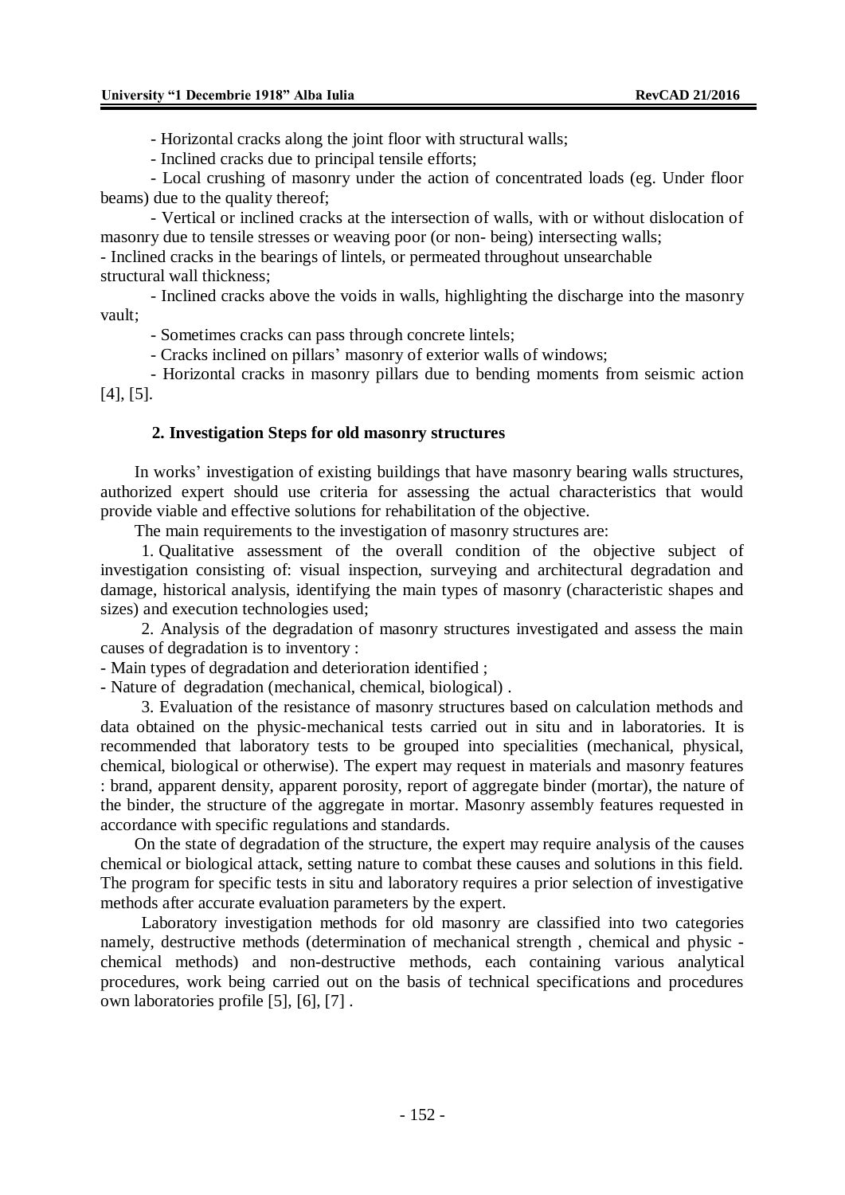- Horizontal cracks along the joint floor with structural walls;
- Inclined cracks due to principal tensile efforts;
- Local crushing of masonry under the action of concentrated loads (eg. Under floor beams) due to the quality thereof;
- Vertical or inclined cracks at the intersection of walls, with or without dislocation of masonry due to tensile stresses or weaving poor (or non- being) intersecting walls;
- Inclined cracks in the bearings of lintels, or permeated throughout unsearchable structural wall thickness;
- Inclined cracks above the voids in walls, highlighting the discharge into the masonry vault;
- Sometimes cracks can pass through concrete lintels;
- Cracks inclined on pillars' masonry of exterior walls of windows;
- Horizontal cracks in masonry pillars due to bending moments from seismic action [4], [5].

## 2. Investigation Steps for old masonry structures

In works' investigation of existing buildings that have masonry bearing walls structures, authorized expert should use criteria for assessing the actual characteristics that would provide viable and effective solutions for rehabilitation of the objective.

The main requirements to the investigation of masonry structures are:

1. Qualitative assessment of the overall condition of the objective subject of investigation consisting of: visual inspection, surveying and architectural degradation and damage, historical analysis, identifying the main types of masonry (characteristic shapes and sizes) and execution technologies used;

2. Analysis of the degradation of masonry structures investigated and assess the main causes of degradation is to inventory :

- Main types of degradation and deterioration identified ;
- Nature of degradation (mechanical, chemical, biological) .

3. Evaluation of the resistance of masonry structures based on calculation methods and data obtained on the physic-mechanical tests carried out in situ and in laboratories. It is recommended that laboratory tests to be grouped into specialities (mechanical, physical, chemical, biological or otherwise). The expert may request in materials and masonry features : brand, apparent density, apparent porosity, report of aggregate binder (mortar), the nature of the binder, the structure of the aggregate in mortar. Masonry assembly features requested in accordance with specific regulations and standards.

On the state of degradation of the structure, the expert may require analysis of the causes chemical or biological attack, setting nature to combat these causes and solutions in this field. The program for specific tests in situ and laboratory requires a prior selection of investigative methods after accurate evaluation parameters by the expert.

Laboratory investigation methods for old masonry are classified into two categories namely, destructive methods (determination of mechanical strength , chemical and physic - chemical methods) and non-destructive methods, each containing various analytical procedures, work being carried out on the basis of technical specifications and procedures own laboratories profile [5], [6], [7] .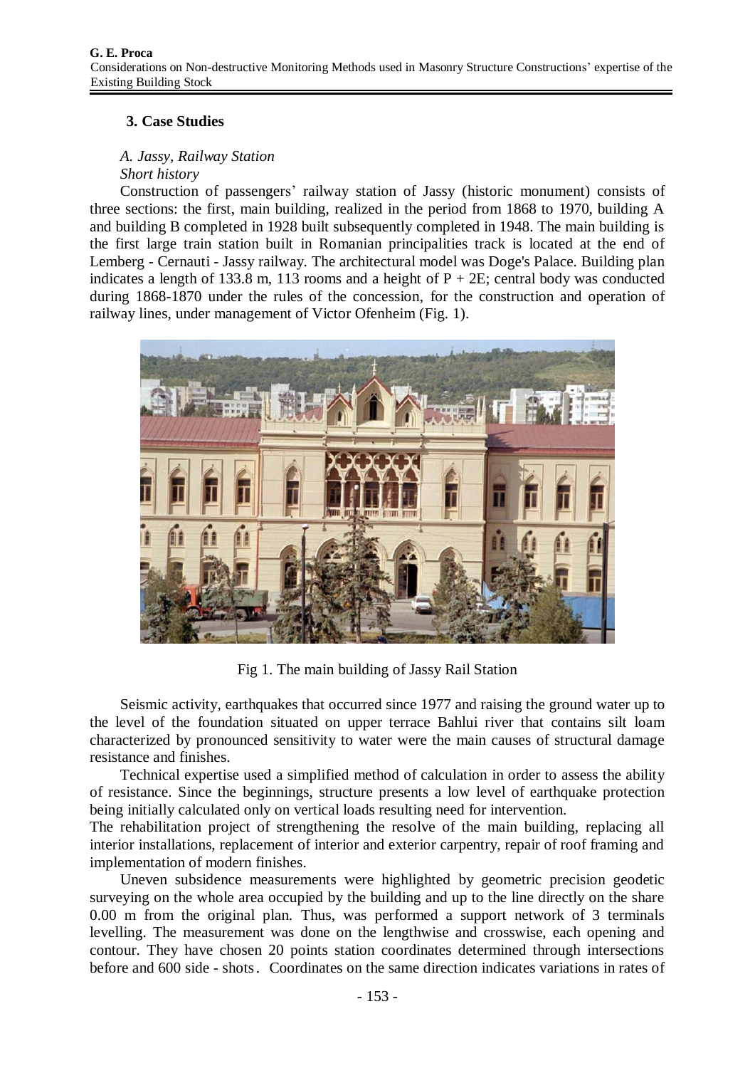### 3. Case Studies

*A. Jassy, Railway Station*

*Short history*

Construction of passengers' railway station of Jassy (historic monument) consists of three sections: the first, main building, realized in the period from 1868 to 1970, building A and building B completed in 1928 built subsequently completed in 1948. The main building is the first large train station built in Romanian principalities track is located at the end of Lemberg - Cernauti - Jassy railway. The architectural model was Doge's Palace. Building plan indicates a length of 133.8 m, 113 rooms and a height of P + 2E; central body was conducted during 1868-1870 under the rules of the concession, for the construction and operation of railway lines, under management of Victor Ofenheim (Fig. 1).

Fig 1. The main building of Jassy Rail Station

Seismic activity, earthquakes that occurred since 1977 and raising the ground water up to the level of the foundation situated on upper terrace Bahlui river that contains silt loam characterized by pronounced sensitivity to water were the main causes of structural damage resistance and finishes.

Technical expertise used a simplified method of calculation in order to assess the ability of resistance. Since the beginnings, structure presents a low level of earthquake protection being initially calculated only on vertical loads resulting need for intervention.

The rehabilitation project of strengthening the resolve of the main building, replacing all interior installations, replacement of interior and exterior carpentry, repair of roof framing and implementation of modern finishes.

Uneven subsidence measurements were highlighted by geometric precision geodetic surveying on the whole area occupied by the building and up to the line directly on the share 0.00 m from the original plan. Thus, was performed a support network of 3 terminals levelling. The measurement was done on the lengthwise and crosswise, each opening and contour. They have chosen 20 points station coordinates determined through intersections before and 600 side - shots. Coordinates on the same direction indicates variations in rates of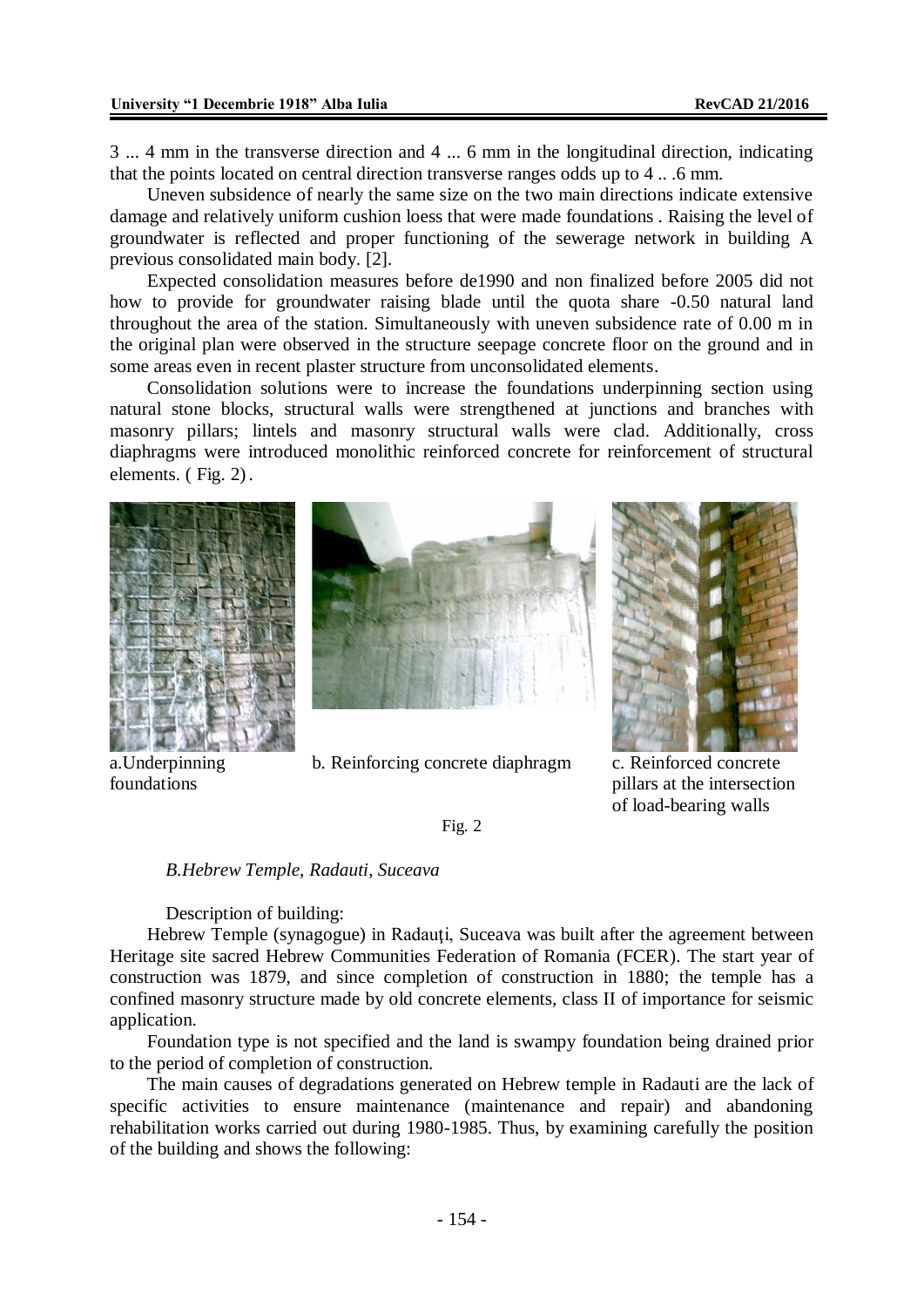3 ... 4 mm in the transverse direction and 4 ... 6 mm in the longitudinal direction, indicating that the points located on central direction transverse ranges odds up to 4 .. .6 mm.

Uneven subsidence of nearly the same size on the two main directions indicate extensive damage and relatively uniform cushion loess that were made foundations . Raising the level of groundwater is reflected and proper functioning of the sewerage network in building A previous consolidated main body. [2].

Expected consolidation measures before de1990 and non finalized before 2005 did not how to provide for groundwater raising blade until the quota share -0.50 natural land throughout the area of the station. Simultaneously with uneven subsidence rate of 0.00 m in the original plan were observed in the structure seepage concrete floor on the ground and in some areas even in recent plaster structure from unconsolidated elements.

Consolidation solutions were to increase the foundations underpinning section using natural stone blocks, structural walls were strengthened at junctions and branches with masonry pillars; lintels and masonry structural walls were clad. Additionally, cross diaphragms were introduced monolithic reinforced concrete for reinforcement of structural elements. ( Fig. 2).

a.Underpinning foundations

b. Reinforcing concrete diaphragm

c. Reinforced concrete pillars at the intersection of load-bearing walls

Fig. 2

*B.Hebrew Temple, Radauti, Suceava*

Description of building:

Hebrew Temple (synagogue) in Radauți, Suceava was built after the agreement between Heritage site sacred Hebrew Communities Federation of Romania (FCER). The start year of construction was 1879, and since completion of construction in 1880; the temple has a confined masonry structure made by old concrete elements, class II of importance for seismic application.

Foundation type is not specified and the land is swampy foundation being drained prior to the period of completion of construction.

The main causes of degradations generated on Hebrew temple in Radauti are the lack of specific activities to ensure maintenance (maintenance and repair) and abandoning rehabilitation works carried out during 1980-1985. Thus, by examining carefully the position of the building and shows the following: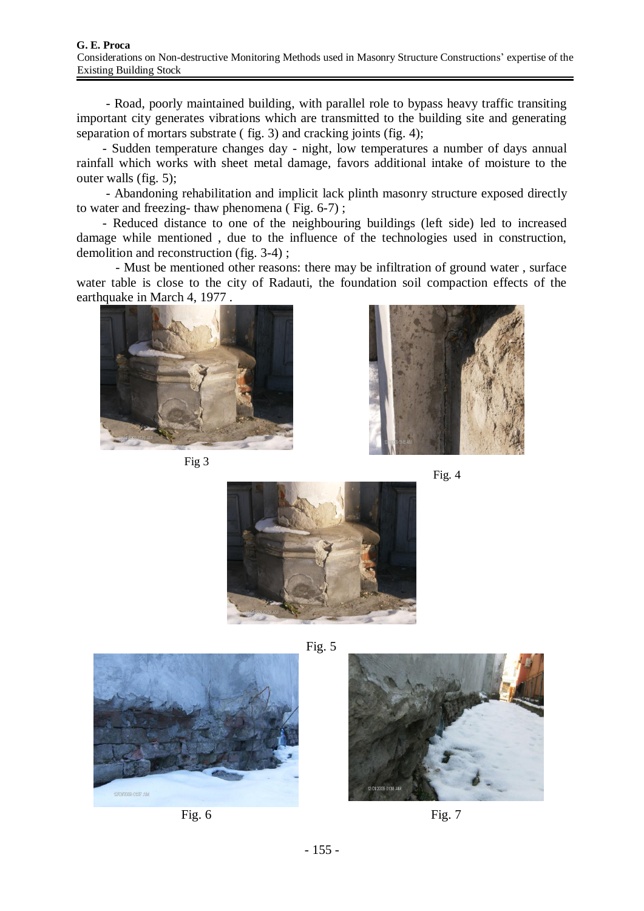- Road, poorly maintained building, with parallel role to bypass heavy traffic transiting important city generates vibrations which are transmitted to the building site and generating separation of mortars substrate ( fig. 3) and cracking joints (fig. 4);

- Sudden temperature changes day - night, low temperatures a number of days annual rainfall which works with sheet metal damage, favors additional intake of moisture to the outer walls (fig. 5);

- Abandoning rehabilitation and implicit lack plinth masonry structure exposed directly to water and freezing- thaw phenomena ( Fig. 6-7) ;

- Reduced distance to one of the neighbouring buildings (left side) led to increased damage while mentioned , due to the influence of the technologies used in construction, demolition and reconstruction (fig. 3-4) ;

- Must be mentioned other reasons: there may be infiltration of ground water , surface water table is close to the city of Radauti, the foundation soil compaction effects of the earthquake in March 4, 1977 .

Fig 3

Fig. 4

Fig. 5

Fig. 6

Fig. 7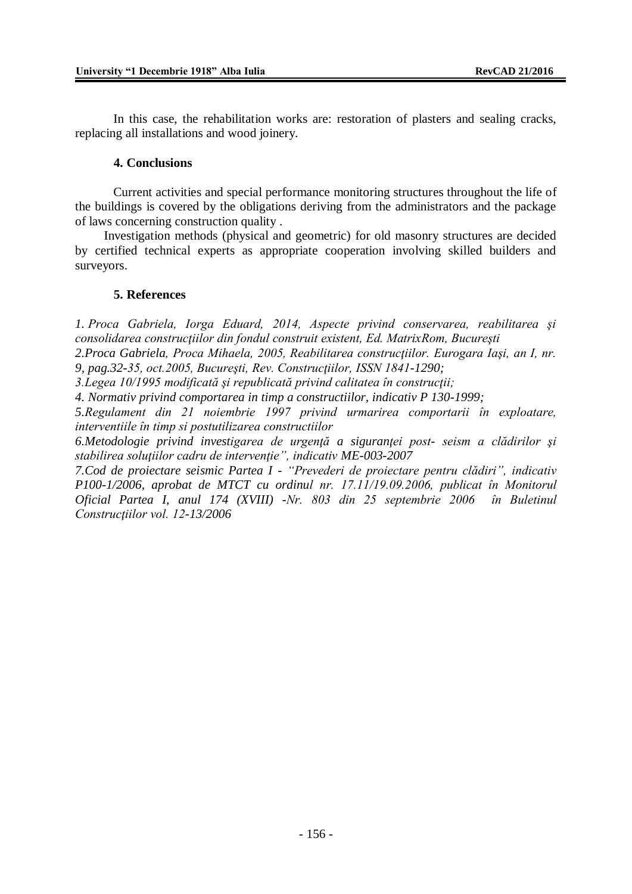In this case, the rehabilitation works are: restoration of plasters and sealing cracks, replacing all installations and wood joinery.

## 4. Conclusions

Current activities and special performance monitoring structures throughout the life of the buildings is covered by the obligations deriving from the administrators and the package of laws concerning construction quality .

Investigation methods (physical and geometric) for old masonry structures are decided by certified technical experts as appropriate cooperation involving skilled builders and surveyors.

## 5. References

*1. Proca Gabriela, Iorga Eduard, 2014, Aspecte privind conservarea, reabilitarea şi consolidarea construcţiilor din fondul construit existent, Ed. MatrixRom, Bucureşti*

*2.Proca Gabriela, Proca Mihaela, 2005, Reabilitarea construcţiilor. Eurogara Iaşi, an I, nr. 9, pag.32-35, oct.2005, Bucureşti, Rev. Construcţiilor, ISSN 1841-1290;*

*3.Legea 10/1995 modificată şi republicată privind calitatea în construcţii;*

*4. Normativ privind comportarea in timp a constructiilor, indicativ P 130-1999;*

*5.Regulament din 21 noiembrie 1997 privind urmarirea comportarii în exploatare, interventiile în timp si postutilizarea constructiilor*

*6.Metodologie privind investigarea de urgenţă a siguranţei post- seism a clădirilor şi stabilirea soluţiilor cadru de intervenţie", indicativ ME-003-2007*

*7.Cod de proiectare seismic Partea I - "Prevederi de proiectare pentru clădiri", indicativ P100-1/2006, aprobat de MTCT cu ordinul nr. 17.11/19.09.2006, publicat în Monitorul Oficial Partea I, anul 174 (XVIII) -Nr. 803 din 25 septembrie 2006 în Buletinul Construcţiilor vol. 12-13/2006*